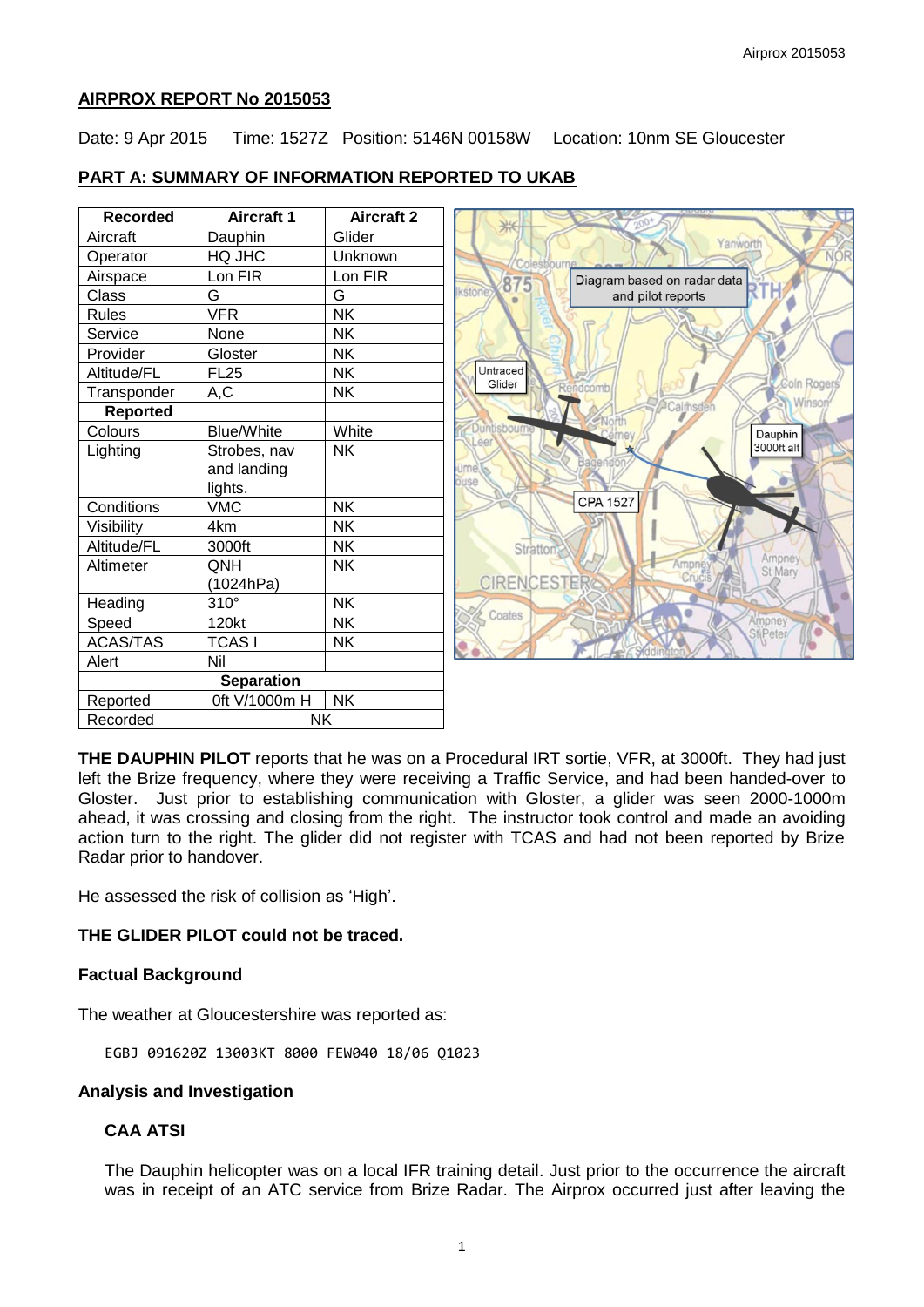## AIRPROX REPORT No 2015053

Date: 9 Apr 2015 Time: 1527Z Position: 5146N 00158W Location: 10nm SE Gloucester

### PART A: SUMMARY OF INFORMATION REPORTED TO UKAB

| Recorded | Aircraft 1 | Aircraft 2 |
|---|---|---|
| Aircraft | Dauphin | Glider |
| Operator | HQ JHC | Unknown |
| Airspace | Lon FIR | Lon FIR |
| Class | G | G |
| Rules | VFR | NK |
| Service | None | NK |
| Provider | Gloster | NK |
| Altitude/FL | FL25 | NK |
| Transponder | A,C | NK |
| **Reported** | | |
| Colours | Blue/White | White |
| Lighting | Strobes, nav and landing lights. | NK |
| Conditions | VMC | NK |
| Visibility | 4km | NK |
| Altitude/FL | 3000ft | NK |
| Altimeter | QNH (1024hPa) | NK |
| Heading | 310° | NK |
| Speed | 120kt | NK |
| ACAS/TAS | TCAS I | NK |
| Alert | Nil | |
| **Separation** | | |
| Reported | 0ft V/1000m H | NK |
| Recorded | NK | |

Diagram based on radar data and pilot reports

**THE DAUPHIN PILOT** reports that he was on a Procedural IRT sortie, VFR, at 3000ft. They had just left the Brize frequency, where they were receiving a Traffic Service, and had been handed-over to Gloster. Just prior to establishing communication with Gloster, a glider was seen 2000-1000m ahead, it was crossing and closing from the right. The instructor took control and made an avoiding action turn to the right. The glider did not register with TCAS and had not been reported by Brize Radar prior to handover.

He assessed the risk of collision as 'High'.

**THE GLIDER PILOT could not be traced.**

### Factual Background

The weather at Gloucestershire was reported as:

```
EGBJ 091620Z 13003KT 8000 FEW040 18/06 Q1023
```

### Analysis and Investigation

#### CAA ATSI

The Dauphin helicopter was on a local IFR training detail. Just prior to the occurrence the aircraft was in receipt of an ATC service from Brize Radar. The Airprox occurred just after leaving the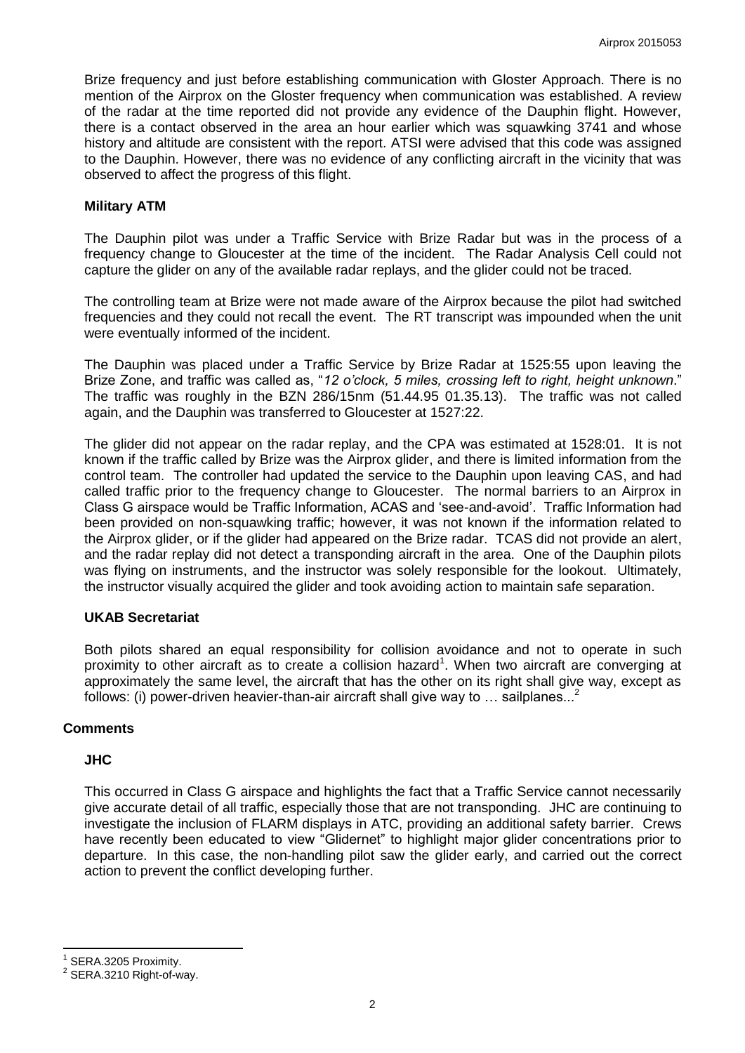Brize frequency and just before establishing communication with Gloster Approach. There is no mention of the Airprox on the Gloster frequency when communication was established. A review of the radar at the time reported did not provide any evidence of the Dauphin flight. However, there is a contact observed in the area an hour earlier which was squawking 3741 and whose history and altitude are consistent with the report. ATSI were advised that this code was assigned to the Dauphin. However, there was no evidence of any conflicting aircraft in the vicinity that was observed to affect the progress of this flight.

### Military ATM

The Dauphin pilot was under a Traffic Service with Brize Radar but was in the process of a frequency change to Gloucester at the time of the incident. The Radar Analysis Cell could not capture the glider on any of the available radar replays, and the glider could not be traced.

The controlling team at Brize were not made aware of the Airprox because the pilot had switched frequencies and they could not recall the event. The RT transcript was impounded when the unit were eventually informed of the incident.

The Dauphin was placed under a Traffic Service by Brize Radar at 1525:55 upon leaving the Brize Zone, and traffic was called as, "*12 o'clock, 5 miles, crossing left to right, height unknown*." The traffic was roughly in the BZN 286/15nm (51.44.95 01.35.13). The traffic was not called again, and the Dauphin was transferred to Gloucester at 1527:22.

The glider did not appear on the radar replay, and the CPA was estimated at 1528:01. It is not known if the traffic called by Brize was the Airprox glider, and there is limited information from the control team. The controller had updated the service to the Dauphin upon leaving CAS, and had called traffic prior to the frequency change to Gloucester. The normal barriers to an Airprox in Class G airspace would be Traffic Information, ACAS and 'see-and-avoid'. Traffic Information had been provided on non-squawking traffic; however, it was not known if the information related to the Airprox glider, or if the glider had appeared on the Brize radar. TCAS did not provide an alert, and the radar replay did not detect a transponding aircraft in the area. One of the Dauphin pilots was flying on instruments, and the instructor was solely responsible for the lookout. Ultimately, the instructor visually acquired the glider and took avoiding action to maintain safe separation.

### UKAB Secretariat

Both pilots shared an equal responsibility for collision avoidance and not to operate in such proximity to other aircraft as to create a collision hazard[1]. When two aircraft are converging at approximately the same level, the aircraft that has the other on its right shall give way, except as follows: (i) power-driven heavier-than-air aircraft shall give way to … sailplanes...[2]

## Comments

### JHC

This occurred in Class G airspace and highlights the fact that a Traffic Service cannot necessarily give accurate detail of all traffic, especially those that are not transponding. JHC are continuing to investigate the inclusion of FLARM displays in ATC, providing an additional safety barrier. Crews have recently been educated to view "Glidernet" to highlight major glider concentrations prior to departure. In this case, the non-handling pilot saw the glider early, and carried out the correct action to prevent the conflict developing further.

---

[1] SERA.3205 Proximity.

[2] SERA.3210 Right-of-way.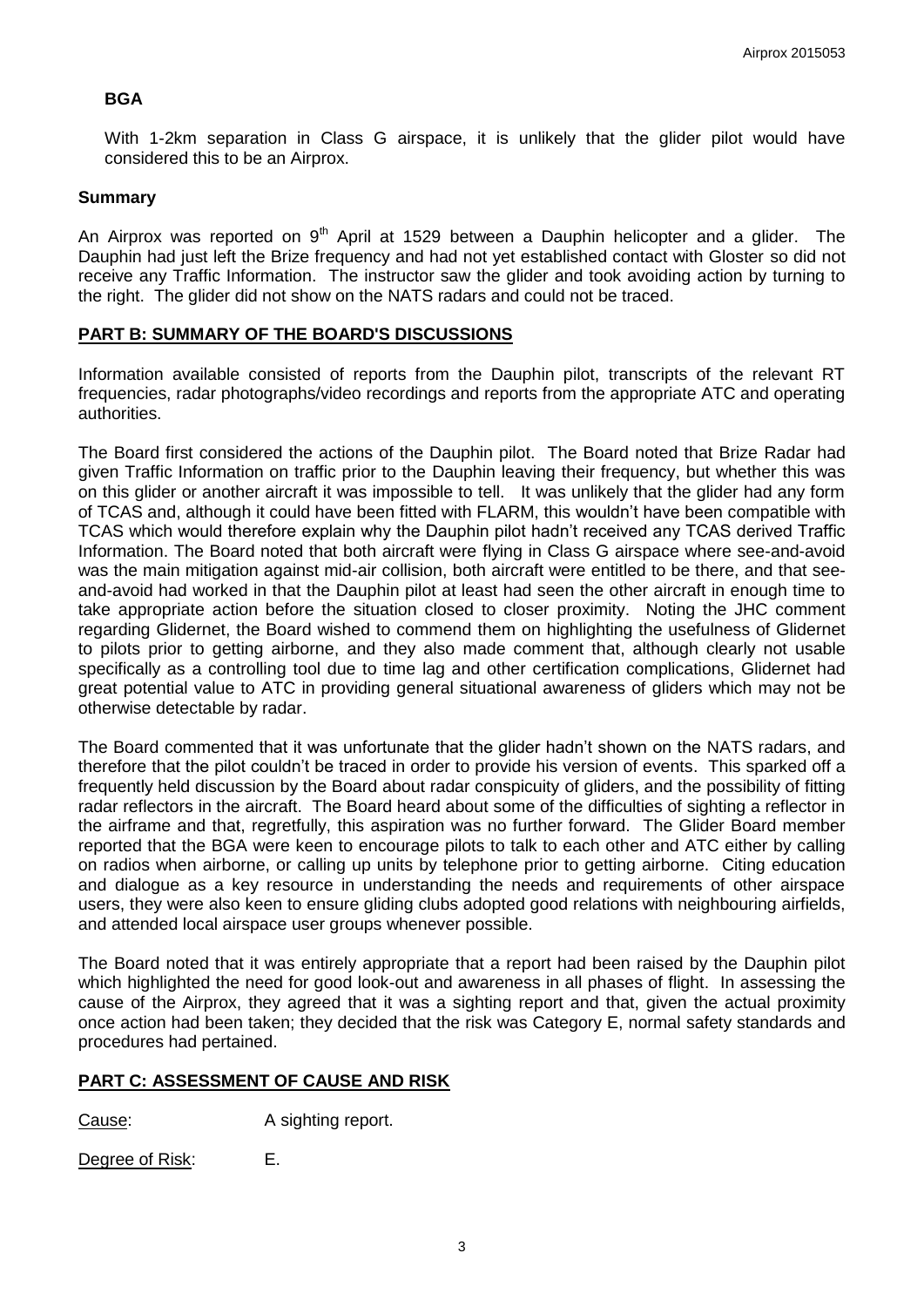**BGA**

With 1-2km separation in Class G airspace, it is unlikely that the glider pilot would have considered this to be an Airprox.

## Summary

An Airprox was reported on 9th April at 1529 between a Dauphin helicopter and a glider. The Dauphin had just left the Brize frequency and had not yet established contact with Gloster so did not receive any Traffic Information. The instructor saw the glider and took avoiding action by turning to the right. The glider did not show on the NATS radars and could not be traced.

## PART B: SUMMARY OF THE BOARD'S DISCUSSIONS

Information available consisted of reports from the Dauphin pilot, transcripts of the relevant RT frequencies, radar photographs/video recordings and reports from the appropriate ATC and operating authorities.

The Board first considered the actions of the Dauphin pilot. The Board noted that Brize Radar had given Traffic Information on traffic prior to the Dauphin leaving their frequency, but whether this was on this glider or another aircraft it was impossible to tell. It was unlikely that the glider had any form of TCAS and, although it could have been fitted with FLARM, this wouldn't have been compatible with TCAS which would therefore explain why the Dauphin pilot hadn't received any TCAS derived Traffic Information. The Board noted that both aircraft were flying in Class G airspace where see-and-avoid was the main mitigation against mid-air collision, both aircraft were entitled to be there, and that see-and-avoid had worked in that the Dauphin pilot at least had seen the other aircraft in enough time to take appropriate action before the situation closed to closer proximity. Noting the JHC comment regarding Glidernet, the Board wished to commend them on highlighting the usefulness of Glidernet to pilots prior to getting airborne, and they also made comment that, although clearly not usable specifically as a controlling tool due to time lag and other certification complications, Glidernet had great potential value to ATC in providing general situational awareness of gliders which may not be otherwise detectable by radar.

The Board commented that it was unfortunate that the glider hadn't shown on the NATS radars, and therefore that the pilot couldn't be traced in order to provide his version of events. This sparked off a frequently held discussion by the Board about radar conspicuity of gliders, and the possibility of fitting radar reflectors in the aircraft. The Board heard about some of the difficulties of sighting a reflector in the airframe and that, regretfully, this aspiration was no further forward. The Glider Board member reported that the BGA were keen to encourage pilots to talk to each other and ATC either by calling on radios when airborne, or calling up units by telephone prior to getting airborne. Citing education and dialogue as a key resource in understanding the needs and requirements of other airspace users, they were also keen to ensure gliding clubs adopted good relations with neighbouring airfields, and attended local airspace user groups whenever possible.

The Board noted that it was entirely appropriate that a report had been raised by the Dauphin pilot which highlighted the need for good look-out and awareness in all phases of flight. In assessing the cause of the Airprox, they agreed that it was a sighting report and that, given the actual proximity once action had been taken; they decided that the risk was Category E, normal safety standards and procedures had pertained.

## PART C: ASSESSMENT OF CAUSE AND RISK

Cause: A sighting report.

Degree of Risk: E.